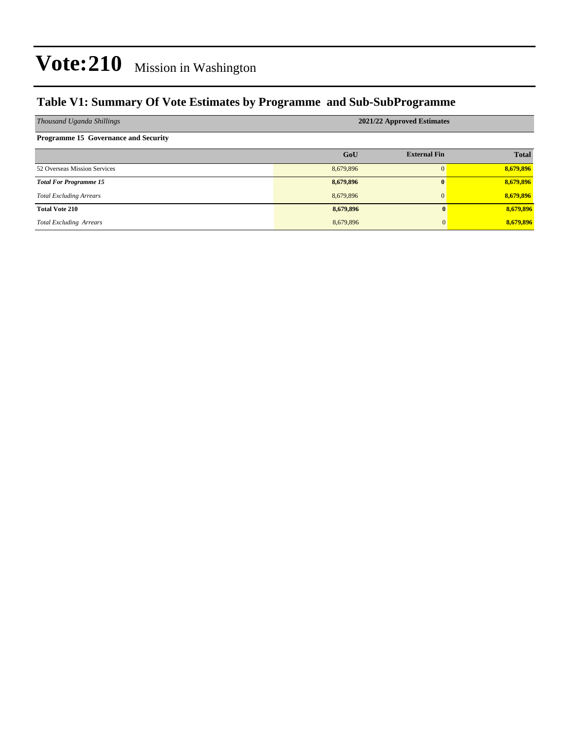# Vote:210 Mission in Washington

## Table V1: Summary Of Vote Estimates by Programme and Sub-SubProgramme

| *Thousand Uganda Shillings* | 2021/22 Approved Estimates | | |
|---|---|---|---|
| **Programme 15 Governance and Security** | | | |
| | **GoU** | **External Fin** | **Total** |
| 52 Overseas Mission Services | 8,679,896 | 0 | **8,679,896** |
| ***Total For Programme 15*** | **8,679,896** | **0** | **8,679,896** |
| *Total Excluding Arrears* | 8,679,896 | 0 | **8,679,896** |
| **Total Vote 210** | **8,679,896** | **0** | **8,679,896** |
| *Total Excluding Arrears* | 8,679,896 | 0 | **8,679,896** |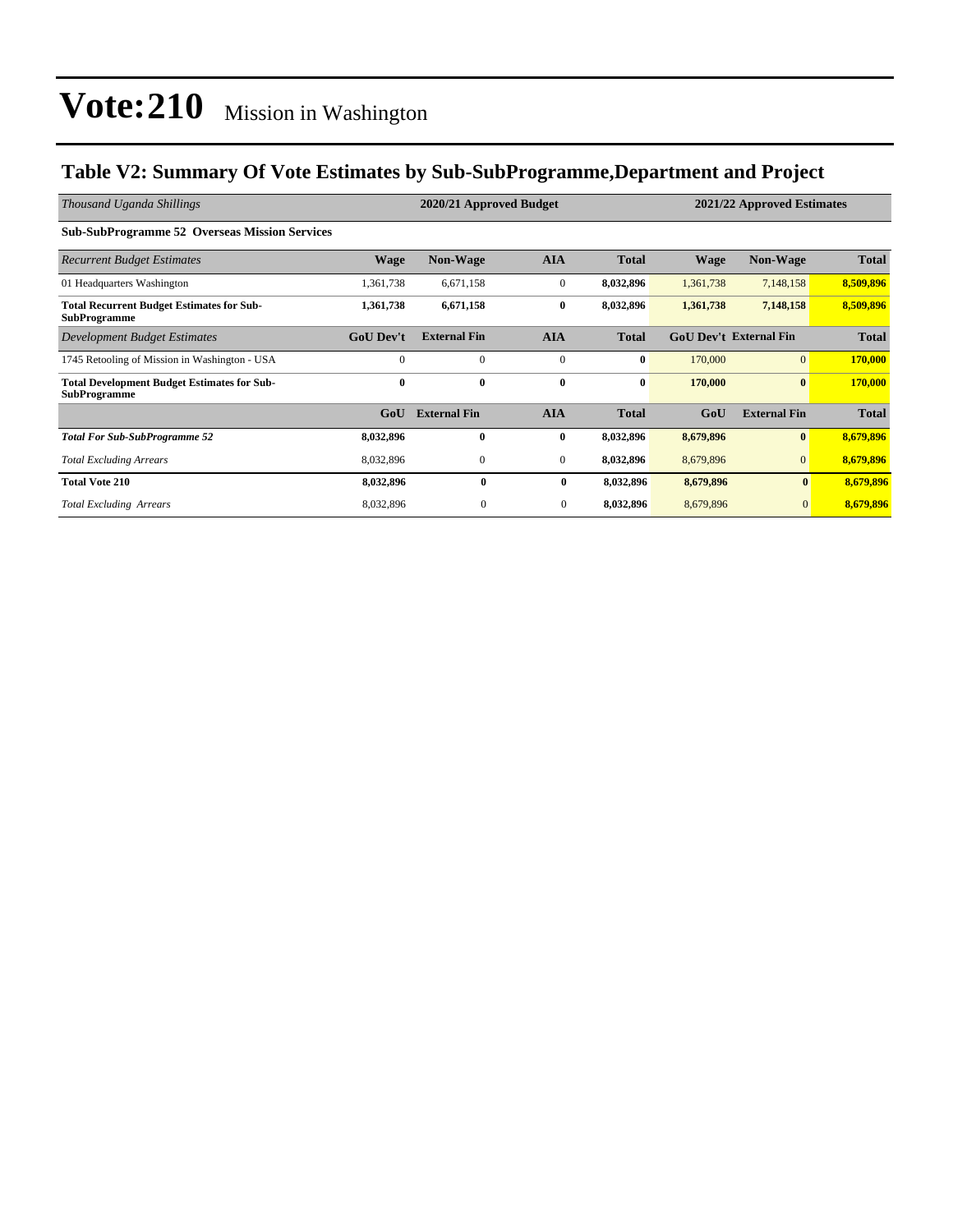# Vote:210 Mission in Washington

## Table V2: Summary Of Vote Estimates by Sub-SubProgramme,Department and Project

| *Thousand Uganda Shillings* | 2020/21 Approved Budget | | | | 2021/22 Approved Estimates | | |
|---|---|---|---|---|---|---|---|
| **Sub-SubProgramme 52 Overseas Mission Services** | | | | | | | |
| *Recurrent Budget Estimates* | **Wage** | **Non-Wage** | **AIA** | **Total** | **Wage** | **Non-Wage** | **Total** |
| 01 Headquarters Washington | 1,361,738 | 6,671,158 | 0 | **8,032,896** | 1,361,738 | 7,148,158 | **8,509,896** |
| **Total Recurrent Budget Estimates for Sub-SubProgramme** | **1,361,738** | **6,671,158** | **0** | **8,032,896** | **1,361,738** | **7,148,158** | **8,509,896** |
| *Development Budget Estimates* | **GoU Dev't** | **External Fin** | **AIA** | **Total** | **GoU Dev't** | **External Fin** | **Total** |
| 1745 Retooling of Mission in Washington - USA | 0 | 0 | 0 | **0** | 170,000 | 0 | **170,000** |
| **Total Development Budget Estimates for Sub-SubProgramme** | **0** | **0** | **0** | **0** | **170,000** | **0** | **170,000** |
| | **GoU** | **External Fin** | **AIA** | **Total** | **GoU** | **External Fin** | **Total** |
| ***Total For Sub-SubProgramme 52*** | **8,032,896** | **0** | **0** | **8,032,896** | **8,679,896** | **0** | **8,679,896** |
| *Total Excluding Arrears* | 8,032,896 | 0 | 0 | **8,032,896** | 8,679,896 | 0 | **8,679,896** |
| **Total Vote 210** | **8,032,896** | **0** | **0** | **8,032,896** | **8,679,896** | **0** | **8,679,896** |
| *Total Excluding Arrears* | 8,032,896 | 0 | 0 | **8,032,896** | 8,679,896 | 0 | **8,679,896** |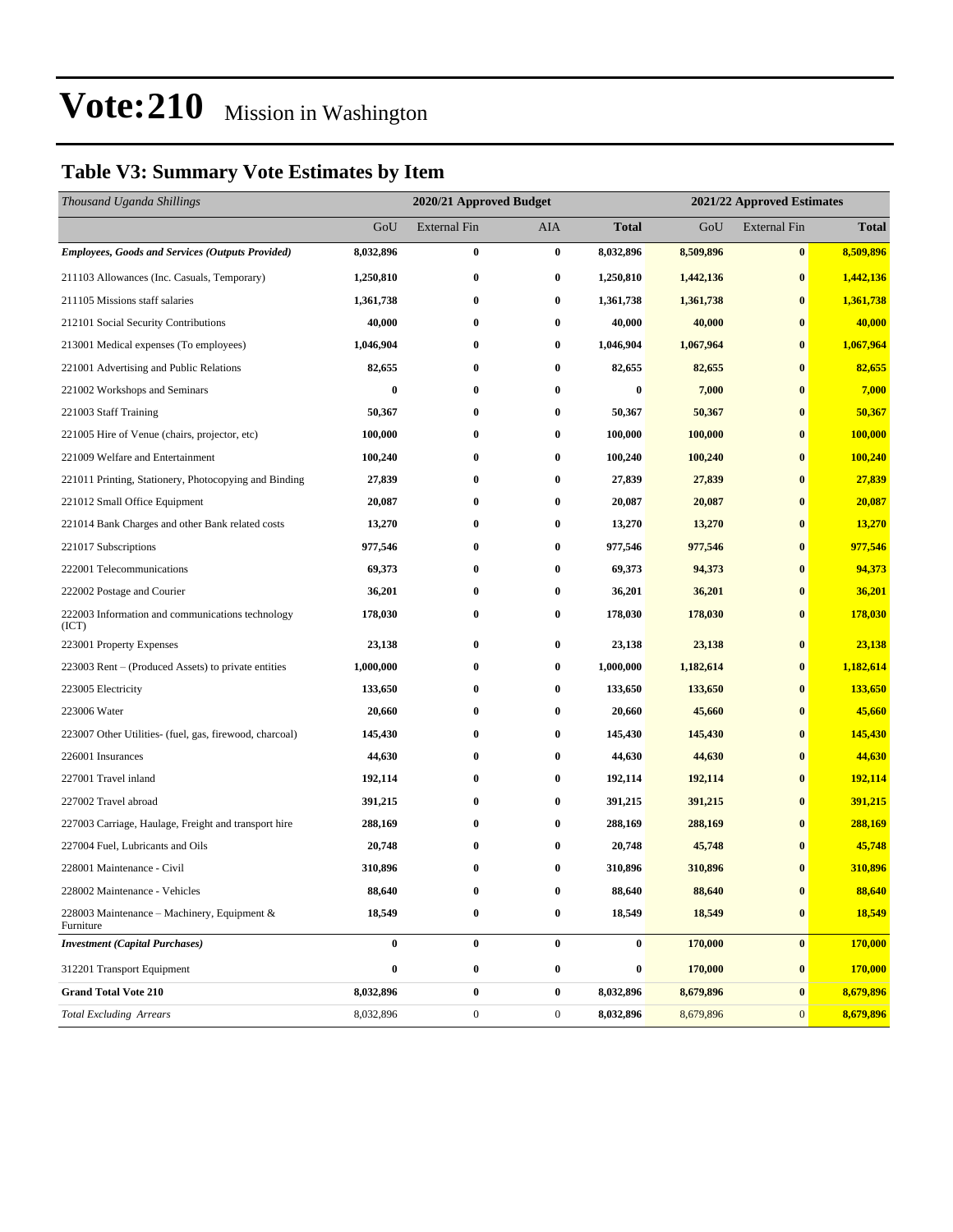# Vote:210 Mission in Washington

## Table V3: Summary Vote Estimates by Item

| *Thousand Uganda Shillings* | 2020/21 Approved Budget | | | | 2021/22 Approved Estimates | | |
|---|---|---|---|---|---|---|---|
| | GoU | External Fin | AIA | **Total** | GoU | External Fin | **Total** |
| ***Employees, Goods and Services (Outputs Provided)*** | **8,032,896** | **0** | **0** | **8,032,896** | **8,509,896** | **0** | **8,509,896** |
| 211103 Allowances (Inc. Casuals, Temporary) | **1,250,810** | **0** | **0** | **1,250,810** | **1,442,136** | **0** | **1,442,136** |
| 211105 Missions staff salaries | **1,361,738** | **0** | **0** | **1,361,738** | **1,361,738** | **0** | **1,361,738** |
| 212101 Social Security Contributions | **40,000** | **0** | **0** | **40,000** | **40,000** | **0** | **40,000** |
| 213001 Medical expenses (To employees) | **1,046,904** | **0** | **0** | **1,046,904** | **1,067,964** | **0** | **1,067,964** |
| 221001 Advertising and Public Relations | **82,655** | **0** | **0** | **82,655** | **82,655** | **0** | **82,655** |
| 221002 Workshops and Seminars | **0** | **0** | **0** | **0** | **7,000** | **0** | **7,000** |
| 221003 Staff Training | **50,367** | **0** | **0** | **50,367** | **50,367** | **0** | **50,367** |
| 221005 Hire of Venue (chairs, projector, etc) | **100,000** | **0** | **0** | **100,000** | **100,000** | **0** | **100,000** |
| 221009 Welfare and Entertainment | **100,240** | **0** | **0** | **100,240** | **100,240** | **0** | **100,240** |
| 221011 Printing, Stationery, Photocopying and Binding | **27,839** | **0** | **0** | **27,839** | **27,839** | **0** | **27,839** |
| 221012 Small Office Equipment | **20,087** | **0** | **0** | **20,087** | **20,087** | **0** | **20,087** |
| 221014 Bank Charges and other Bank related costs | **13,270** | **0** | **0** | **13,270** | **13,270** | **0** | **13,270** |
| 221017 Subscriptions | **977,546** | **0** | **0** | **977,546** | **977,546** | **0** | **977,546** |
| 222001 Telecommunications | **69,373** | **0** | **0** | **69,373** | **94,373** | **0** | **94,373** |
| 222002 Postage and Courier | **36,201** | **0** | **0** | **36,201** | **36,201** | **0** | **36,201** |
| 222003 Information and communications technology (ICT) | **178,030** | **0** | **0** | **178,030** | **178,030** | **0** | **178,030** |
| 223001 Property Expenses | **23,138** | **0** | **0** | **23,138** | **23,138** | **0** | **23,138** |
| 223003 Rent – (Produced Assets) to private entities | **1,000,000** | **0** | **0** | **1,000,000** | **1,182,614** | **0** | **1,182,614** |
| 223005 Electricity | **133,650** | **0** | **0** | **133,650** | **133,650** | **0** | **133,650** |
| 223006 Water | **20,660** | **0** | **0** | **20,660** | **45,660** | **0** | **45,660** |
| 223007 Other Utilities- (fuel, gas, firewood, charcoal) | **145,430** | **0** | **0** | **145,430** | **145,430** | **0** | **145,430** |
| 226001 Insurances | **44,630** | **0** | **0** | **44,630** | **44,630** | **0** | **44,630** |
| 227001 Travel inland | **192,114** | **0** | **0** | **192,114** | **192,114** | **0** | **192,114** |
| 227002 Travel abroad | **391,215** | **0** | **0** | **391,215** | **391,215** | **0** | **391,215** |
| 227003 Carriage, Haulage, Freight and transport hire | **288,169** | **0** | **0** | **288,169** | **288,169** | **0** | **288,169** |
| 227004 Fuel, Lubricants and Oils | **20,748** | **0** | **0** | **20,748** | **45,748** | **0** | **45,748** |
| 228001 Maintenance - Civil | **310,896** | **0** | **0** | **310,896** | **310,896** | **0** | **310,896** |
| 228002 Maintenance - Vehicles | **88,640** | **0** | **0** | **88,640** | **88,640** | **0** | **88,640** |
| 228003 Maintenance – Machinery, Equipment & Furniture | **18,549** | **0** | **0** | **18,549** | **18,549** | **0** | **18,549** |
| ***Investment (Capital Purchases)*** | **0** | **0** | **0** | **0** | **170,000** | **0** | **170,000** |
| 312201 Transport Equipment | **0** | **0** | **0** | **0** | **170,000** | **0** | **170,000** |
| **Grand Total Vote 210** | **8,032,896** | **0** | **0** | **8,032,896** | **8,679,896** | **0** | **8,679,896** |
| *Total Excluding Arrears* | 8,032,896 | 0 | 0 | **8,032,896** | 8,679,896 | 0 | **8,679,896** |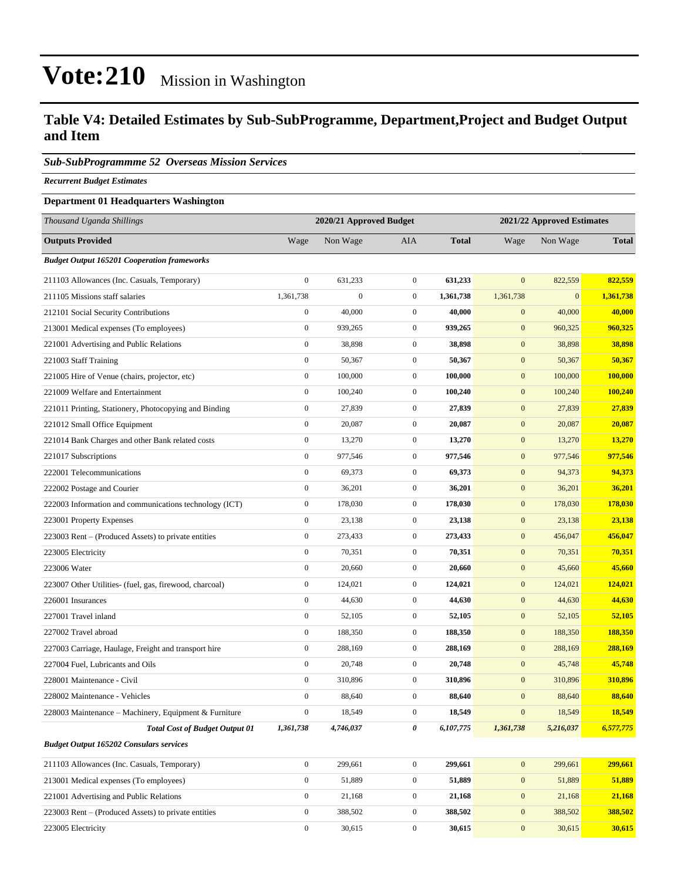# Vote:210 Mission in Washington

## Table V4: Detailed Estimates by Sub-SubProgramme, Department,Project and Budget Output and Item

***Sub-SubProgrammme 52 Overseas Mission Services***

***Recurrent Budget Estimates***

**Department 01 Headquarters Washington**

| *Thousand Uganda Shillings* | 2020/21 Approved Budget | | | | 2021/22 Approved Estimates | | |
|---|---|---|---|---|---|---|---|
| **Outputs Provided** | Wage | Non Wage | AIA | **Total** | Wage | Non Wage | **Total** |
| ***Budget Output 165201 Cooperation frameworks*** | | | | | | | |
| 211103 Allowances (Inc. Casuals, Temporary) | 0 | 631,233 | 0 | **631,233** | 0 | 822,559 | **822,559** |
| 211105 Missions staff salaries | 1,361,738 | 0 | 0 | **1,361,738** | 1,361,738 | 0 | **1,361,738** |
| 212101 Social Security Contributions | 0 | 40,000 | 0 | **40,000** | 0 | 40,000 | **40,000** |
| 213001 Medical expenses (To employees) | 0 | 939,265 | 0 | **939,265** | 0 | 960,325 | **960,325** |
| 221001 Advertising and Public Relations | 0 | 38,898 | 0 | **38,898** | 0 | 38,898 | **38,898** |
| 221003 Staff Training | 0 | 50,367 | 0 | **50,367** | 0 | 50,367 | **50,367** |
| 221005 Hire of Venue (chairs, projector, etc) | 0 | 100,000 | 0 | **100,000** | 0 | 100,000 | **100,000** |
| 221009 Welfare and Entertainment | 0 | 100,240 | 0 | **100,240** | 0 | 100,240 | **100,240** |
| 221011 Printing, Stationery, Photocopying and Binding | 0 | 27,839 | 0 | **27,839** | 0 | 27,839 | **27,839** |
| 221012 Small Office Equipment | 0 | 20,087 | 0 | **20,087** | 0 | 20,087 | **20,087** |
| 221014 Bank Charges and other Bank related costs | 0 | 13,270 | 0 | **13,270** | 0 | 13,270 | **13,270** |
| 221017 Subscriptions | 0 | 977,546 | 0 | **977,546** | 0 | 977,546 | **977,546** |
| 222001 Telecommunications | 0 | 69,373 | 0 | **69,373** | 0 | 94,373 | **94,373** |
| 222002 Postage and Courier | 0 | 36,201 | 0 | **36,201** | 0 | 36,201 | **36,201** |
| 222003 Information and communications technology (ICT) | 0 | 178,030 | 0 | **178,030** | 0 | 178,030 | **178,030** |
| 223001 Property Expenses | 0 | 23,138 | 0 | **23,138** | 0 | 23,138 | **23,138** |
| 223003 Rent – (Produced Assets) to private entities | 0 | 273,433 | 0 | **273,433** | 0 | 456,047 | **456,047** |
| 223005 Electricity | 0 | 70,351 | 0 | **70,351** | 0 | 70,351 | **70,351** |
| 223006 Water | 0 | 20,660 | 0 | **20,660** | 0 | 45,660 | **45,660** |
| 223007 Other Utilities- (fuel, gas, firewood, charcoal) | 0 | 124,021 | 0 | **124,021** | 0 | 124,021 | **124,021** |
| 226001 Insurances | 0 | 44,630 | 0 | **44,630** | 0 | 44,630 | **44,630** |
| 227001 Travel inland | 0 | 52,105 | 0 | **52,105** | 0 | 52,105 | **52,105** |
| 227002 Travel abroad | 0 | 188,350 | 0 | **188,350** | 0 | 188,350 | **188,350** |
| 227003 Carriage, Haulage, Freight and transport hire | 0 | 288,169 | 0 | **288,169** | 0 | 288,169 | **288,169** |
| 227004 Fuel, Lubricants and Oils | 0 | 20,748 | 0 | **20,748** | 0 | 45,748 | **45,748** |
| 228001 Maintenance - Civil | 0 | 310,896 | 0 | **310,896** | 0 | 310,896 | **310,896** |
| 228002 Maintenance - Vehicles | 0 | 88,640 | 0 | **88,640** | 0 | 88,640 | **88,640** |
| 228003 Maintenance – Machinery, Equipment & Furniture | 0 | 18,549 | 0 | **18,549** | 0 | 18,549 | **18,549** |
| ***Total Cost of Budget Output 01*** | ***1,361,738*** | ***4,746,037*** | ***0*** | ***6,107,775*** | ***1,361,738*** | ***5,216,037*** | ***6,577,775*** |
| ***Budget Output 165202 Consulars services*** | | | | | | | |
| 211103 Allowances (Inc. Casuals, Temporary) | 0 | 299,661 | 0 | **299,661** | 0 | 299,661 | **299,661** |
| 213001 Medical expenses (To employees) | 0 | 51,889 | 0 | **51,889** | 0 | 51,889 | **51,889** |
| 221001 Advertising and Public Relations | 0 | 21,168 | 0 | **21,168** | 0 | 21,168 | **21,168** |
| 223003 Rent – (Produced Assets) to private entities | 0 | 388,502 | 0 | **388,502** | 0 | 388,502 | **388,502** |
| 223005 Electricity | 0 | 30,615 | 0 | **30,615** | 0 | 30,615 | **30,615** |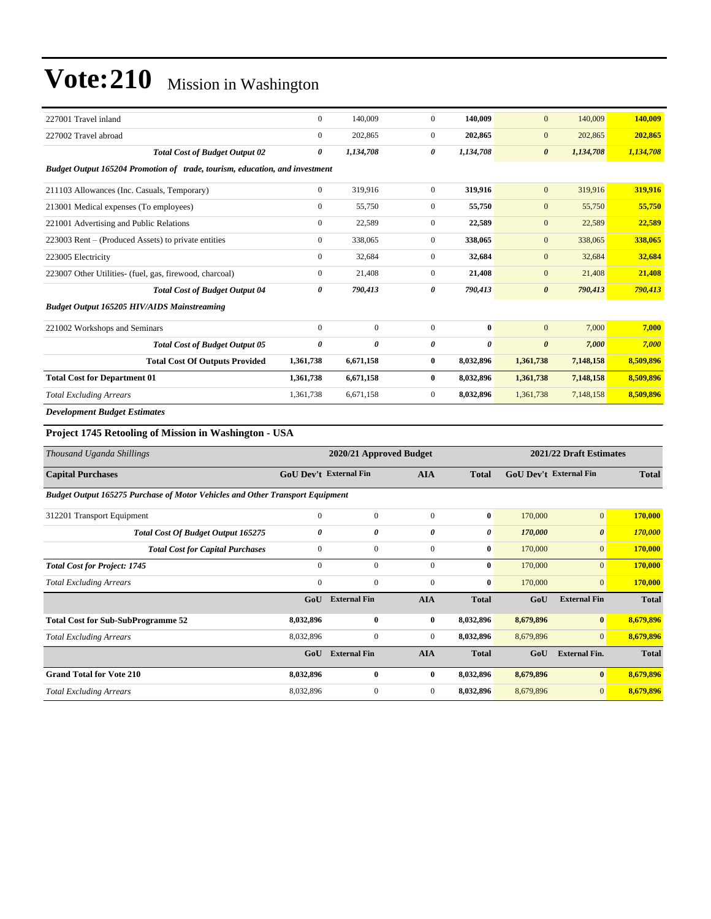# Vote:210 Mission in Washington

| | | | | | | | |
|---|---|---|---|---|---|---|---|
| 227001 Travel inland | 0 | 140,009 | 0 | **140,009** | 0 | 140,009 | **140,009** |
| 227002 Travel abroad | 0 | 202,865 | 0 | **202,865** | 0 | 202,865 | **202,865** |
| ***Total Cost of Budget Output 02*** | ***0*** | ***1,134,708*** | ***0*** | ***1,134,708*** | ***0*** | ***1,134,708*** | ***1,134,708*** |
| ***Budget Output 165204 Promotion of trade, tourism, education, and investment*** | | | | | | | |
| 211103 Allowances (Inc. Casuals, Temporary) | 0 | 319,916 | 0 | **319,916** | 0 | 319,916 | **319,916** |
| 213001 Medical expenses (To employees) | 0 | 55,750 | 0 | **55,750** | 0 | 55,750 | **55,750** |
| 221001 Advertising and Public Relations | 0 | 22,589 | 0 | **22,589** | 0 | 22,589 | **22,589** |
| 223003 Rent – (Produced Assets) to private entities | 0 | 338,065 | 0 | **338,065** | 0 | 338,065 | **338,065** |
| 223005 Electricity | 0 | 32,684 | 0 | **32,684** | 0 | 32,684 | **32,684** |
| 223007 Other Utilities- (fuel, gas, firewood, charcoal) | 0 | 21,408 | 0 | **21,408** | 0 | 21,408 | **21,408** |
| ***Total Cost of Budget Output 04*** | ***0*** | ***790,413*** | ***0*** | ***790,413*** | ***0*** | ***790,413*** | ***790,413*** |
| ***Budget Output 165205 HIV/AIDS Mainstreaming*** | | | | | | | |
| 221002 Workshops and Seminars | 0 | 0 | 0 | **0** | 0 | 7,000 | **7,000** |
| ***Total Cost of Budget Output 05*** | ***0*** | ***0*** | ***0*** | ***0*** | ***0*** | ***7,000*** | ***7,000*** |
| **Total Cost Of Outputs Provided** | **1,361,738** | **6,671,158** | **0** | **8,032,896** | **1,361,738** | **7,148,158** | **8,509,896** |
| **Total Cost for Department 01** | **1,361,738** | **6,671,158** | **0** | **8,032,896** | **1,361,738** | **7,148,158** | **8,509,896** |
| *Total Excluding Arrears* | 1,361,738 | 6,671,158 | 0 | **8,032,896** | 1,361,738 | 7,148,158 | **8,509,896** |

***Development Budget Estimates***

### Project 1745 Retooling of Mission in Washington - USA

| *Thousand Uganda Shillings* | 2020/21 Approved Budget | | | | 2021/22 Draft Estimates | | |
|---|---|---|---|---|---|---|---|
| **Capital Purchases** | **GoU Dev't** | **External Fin** | **AIA** | **Total** | **GoU Dev't** | **External Fin** | **Total** |
| ***Budget Output 165275 Purchase of Motor Vehicles and Other Transport Equipment*** | | | | | | | |
| 312201 Transport Equipment | 0 | 0 | 0 | **0** | 170,000 | 0 | **170,000** |
| ***Total Cost Of Budget Output 165275*** | ***0*** | ***0*** | ***0*** | ***0*** | ***170,000*** | ***0*** | ***170,000*** |
| ***Total Cost for Capital Purchases*** | 0 | 0 | 0 | **0** | 170,000 | 0 | **170,000** |
| ***Total Cost for Project: 1745*** | 0 | 0 | 0 | **0** | 170,000 | 0 | **170,000** |
| *Total Excluding Arrears* | 0 | 0 | 0 | **0** | 170,000 | 0 | **170,000** |

| | GoU | External Fin | AIA | Total | GoU | External Fin | Total |
|---|---|---|---|---|---|---|---|
| **Total Cost for Sub-SubProgramme 52** | **8,032,896** | **0** | **0** | **8,032,896** | **8,679,896** | **0** | **8,679,896** |
| *Total Excluding Arrears* | 8,032,896 | 0 | 0 | **8,032,896** | 8,679,896 | 0 | **8,679,896** |

| | GoU | External Fin | AIA | Total | GoU | External Fin. | Total |
|---|---|---|---|---|---|---|---|
| **Grand Total for Vote 210** | **8,032,896** | **0** | **0** | **8,032,896** | **8,679,896** | **0** | **8,679,896** |
| *Total Excluding Arrears* | 8,032,896 | 0 | 0 | **8,032,896** | 8,679,896 | 0 | **8,679,896** |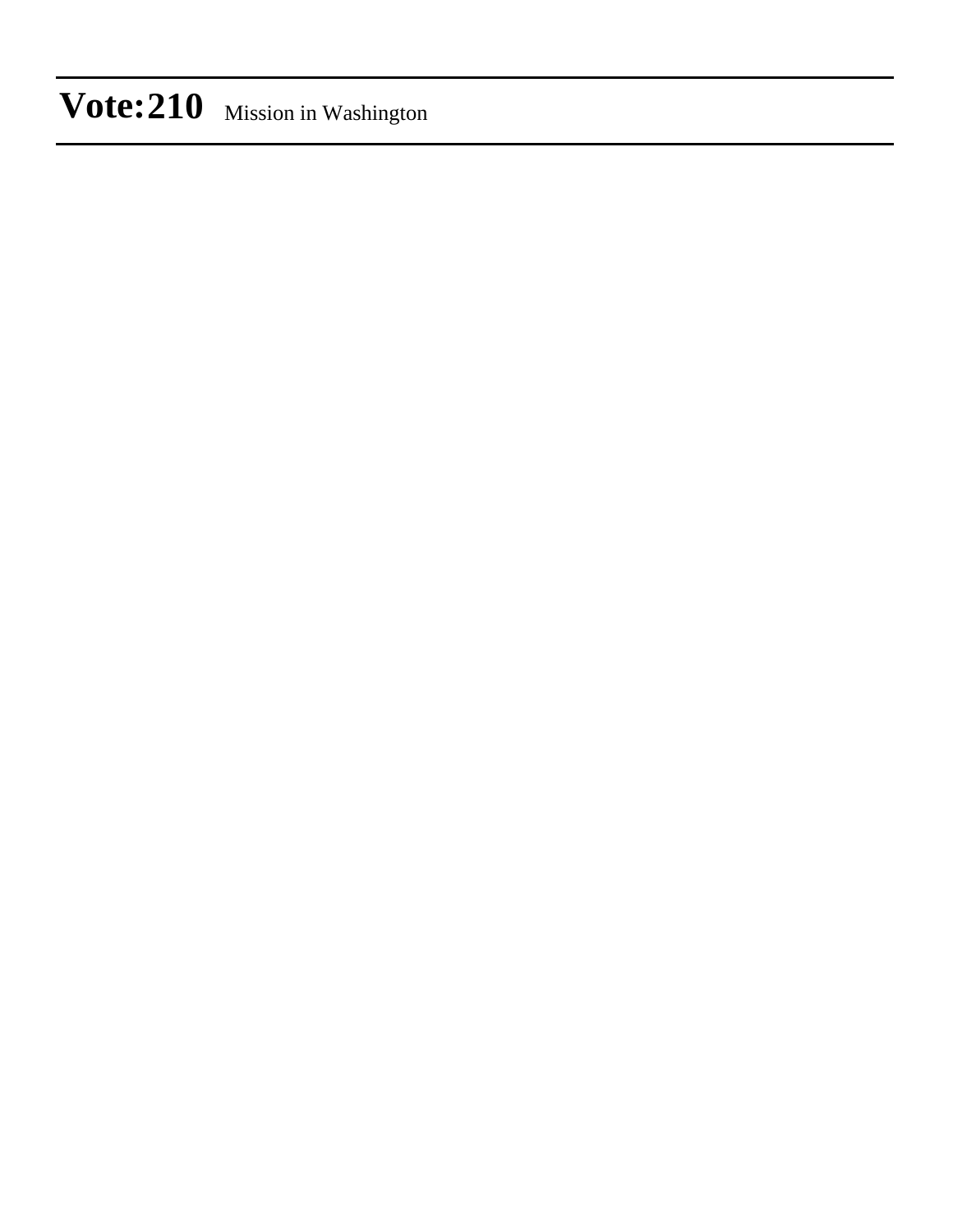# Vote:210 Mission in Washington